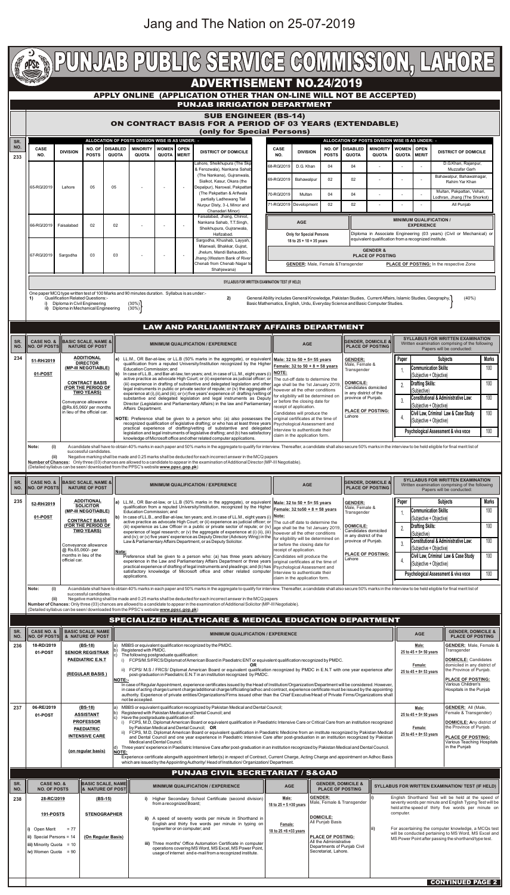Jang and The Nation on 25-07-2019

# PUNJAB PUBLIC SERVICE COMMISSION, LAHORE

## ADVERTISEMENT NO.24/2019

### APPLY ONLINE (APPLICATION OTHER THAN ON-LINE WILL NOT BE ACCEPTED)

## PUNJAB IRRIGATION DEPARTMENT

### SUB ENGINEER (BS-14) ON CONTRACT BASIS FOR A PERIOD OF 03 YEARS (EXTENDABLE) (only for Special Persons)

**SR. NO. 233**

ALLOCATION OF POSTS DIVISION WISE IS AS UNDER: -

| CASE NO. | DIVISION | NO. OF POSTS | DISABLED QUOTA | MINORITY QUOTA | WOMEN QUOTA | OPEN MERIT | DISTRICT OF DOMICILE |
|---|---|---|---|---|---|---|---|
| 65-RG/2019 | Lahore | 05 | 05 | - | - | - | Lahore, Sheikhupura (The Skp & Ferozwala), Nankana Sahab (The Nankana), Gujranwala, Sialkot, Kasur, Okara (the Depalpur), Narowal, Pakpattan (The Pakpattan & Arifwala partially Ladhewang Tail Nurpur Disty, 3-L Minor and Chanadari Minor) |
| 66-RG/2019 | Faisalabad | 02 | 02 | - | - | - | Faisalabad, Jhang, Chiniot, Nankana Sahab, T.T.Singh, Sheikhupura, Gujranwala, Hafizabad. |
| 67-RG/2019 | Sargodha | 03 | 03 | - | - | - | Sargodha, Khushab, Layyah, Mianwali, Bhakkar, Gujrat, Jhelum, Mandi Bahauddin, Jhang (Western Bank of River Chenab from Chenab Nagar to Shahjewana) |
| 68-RG/2019 | D.G. Khan | 04 | 04 | - | - | - | D.G.Khan, Rajanpur, Muzzafar Garh |
| 69-RG/2019 | Bahawalpur | 02 | 02 | - | - | - | Bahawalpur, Bahawalnagar, Rahim Yar Khan |
| 70-RG/2019 | Multan | 04 | 04 | - | - | - | Multan, Pakpattan, Vehari, Lodhran, Jhang (The Shorkot) |
| 71-RG/2019 | Development | 02 | 02 | - | - | - | All Punjab |

**AGE:** Only for Special Persons 18 to 25 + 10 = 35 years

**MINIMUM QUALIFICATION / EXPERIENCE:** Diploma in Associate Engineering (03 years) (Civil or Mechanical) or equivalent qualification from a recognized institute.

**GENDER & PLACE OF POSTING:** **GENDER:** Male, Female & Transgender. **PLACE OF POSTING:** In the respective Zone

SYLLABUS FOR WRITTEN EXAMINATION/ TEST (IF HELD)

One paper MCQ type written test of 100 Marks and 90 minutes duration. Syllabus is as under:-

1) Qualification Related Questions:-
   i) Diploma in Civil Engineering (30%)
   ii) Diploma in Mechanical Engineering (30%)

2) General Ability includes General Knowledge, Pakistan Studies, Current Affairs, Islamic Studies, Geography, Basic Mathematics, English, Urdu, Everyday Science and Basic Computer Studies. (40%)

## LAW AND PARLIAMENTARY AFFAIRS DEPARTMENT

| SR. NO. | CASE NO. & NO. OF POSTS | BASIC SCALE, NAME & NATURE OF POST | MINIMUM QUALIFICATION / EXPERIENCE | AGE | GENDER, DOMICILE & PLACE OF POSTING |
|---|---|---|---|---|---|
| 234 | 51-RH/2019 01-POST | ADDITIONAL DIRECTOR (MP-III NEGOTIABLE) CONTRACT BASIS (FOR THE PERIOD OF TWO YEARS) Conveyance allowance @Rs.65,060/- per months in lieu of the official car. | a) LL.M., OR Bar-at-law, or LL.B (50% marks in the aggregate), or equivalent qualification from a reputed University/Institution recognized by the Higher Education Commission; and b) In case of LL.B., and Bar-at-law, ten years; and, in case of LL.M., eight years (i) active practice as advocate High Court; or (ii) experience as judicial officer; or (iii) experience in drafting of substantive and delegated legislation and other legal instruments in public or private sector of repute; or (iv) the aggregate of experience at (i),(ii),and (iii); or (v) five years' experience of drafting /vetting of substantive and delegated legislation and legal instruments as Deputy Director (Legislation and Parliamentary Affairs) in the law and Parliamentary Affairs Department. NOTE: Preference shall be given to a person who: (a) also possesses the recognized qualification of legislative drafting; or who has at least three years practical experience of drafting/vetting of substantive and delegated legislation and legal instruments of legislative drafting; and (b) has satisfactory knowledge of Microsoft office and other related computer applications. | Male: 32 to 50 + 5= 55 years Female: 32 to 50 + 8 = 58 years NOTE: The cut-off date to determine the age shall be the 1st January 2019, however all the other conditions for eligibility will be determined on or before the closing date for receipt of application. Candidates will produce the original certificates at the time of Psychological Assessment and interview to authenticate their claim in the application form. | GENDER: Male, Female & Transgender DOMICILE: Candidates domiciled in any district of the province of Punjab. PLACE OF POSTING: Lahore |

SYLLABUS FOR WRITTEN EXAMINATION: Written examination comprising of the following Papers will be conducted:

| Paper | Subjects | Marks |
|---|---|---|
| 1. | Communication Skills: (Subjective + Objective) | 100 |
| 2. | Drafting Skills: (Subjective) | 100 |
| 3. | Constitutional & Administrative Law: (Subjective + Objective) | 100 |
| 4. | Civil Law, Criminal Law & Case Study (Subjective + Objective) | 100 |
| | Psychological Assessment & viva voce | 100 |

**Note:** (i) A candidate shall have to obtain 40% marks in each paper and 50% marks in the aggregate to qualify for interview. Thereafter, a candidate shall also secure 50% marks in the interview to be held eligible for final merit list of successful candidates.
(ii) Negative marking shall be made and 0.25 marks shall be deducted for each incorrect answer in the MCQ papers

**Number of Chances:** Only three (03) chances are allowed to a candidate to appear in the examination of Additional Director (MP-III Negotiable).
(Detailed syllabus can be seen/ downloaded from the PPSC's website **www.ppsc.gop.pk**)

| SR. NO. | CASE NO. & NO. OF POSTS | BASIC SCALE, NAME & NATURE OF POST | MINIMUM QUALIFICATION / EXPERIENCE | AGE | GENDER, DOMICILE & PLACE OF POSTING |
|---|---|---|---|---|---|
| 235 | 52-RH/2019 01-POST | ADDITIONAL SOLICITOR (MP-III NEGOTIABLE) CONTRACT BASIS (FOR THE PERIOD OF TWO YEARS) Conveyance allowance @ Rs.65,060/- per months in lieu of the official car. | a) LL.M., OR Bar-at-law, or LL.B (50% marks in the aggregate), or equivalent qualification from a reputed University/Institution, recognized by the Higher Education Commission; and b) In case of LL.B., and Bar-at-law, ten years; and, in case of LL.M., eight years (i) active practice as advocate High Court; or (ii) experience as judicial officer; or (iii) experience as Law Officer in a public or private sector of repute; or (iv) experience of legal research; or (v) the aggregate of experience at (i) (ii), (iii) and (iv); or (vi) five years' experience as Deputy Director (Advisory Wing) in the Law & Parliamentary Affairs Department, or as Deputy Solicitor. Note: Preference shall be given to a person who: (a) has three years advisory experience in the Law and Parliamentary Affairs Department or three years practical experience of drafting of legal instruments and pleadings; and (b) has satisfactory knowledge of Microsoft office and other related computer applications. | Male: 32 to 50 + 5= 55 years Female: 32 to50 + 8 = 58 years Note: The cut-off date to determine the age shall be the 1st January 2019, however all the other conditions for eligibility will be determined on or before the closing date for receipt of application. Candidates will produce the original certificates at the time of Psychological Assessment and interview to authenticate their claim in the application form. | GENDER: Male, Female & Transgender DOMICILE: Candidates domiciled in any district of the province of Punjab. PLACE OF POSTING: Lahore |

SYLLABUS FOR WRITTEN EXAMINATION: Written examination comprising of the following Papers will be conducted:

| Paper | Subjects | Marks |
|---|---|---|
| 1. | Communication Skills: (Subjective + Objective) | 100 |
| 2. | Drafting Skills: (Subjective) | 100 |
| 3. | Constitutional & Administrative Law: (Subjective + Objective) | 100 |
| 4. | Civil Law, Criminal Law & Case Study (Subjective + Objective) | 100 |
| | Psychological Assessment & viva voce | 100 |

**Note:** (i) A candidate shall have to obtain 40% marks in each paper and 50% marks in the aggregate to qualify for interview. Thereafter, a candidate shall also secure 50% marks in the interview to be held eligible for final merit list of successful candidates.
(ii) Negative marking shall be made and 0.25 marks shall be deducted for each incorrect answer in the MCQ papers

**Number of Chances:** Only three (03) chances are allowed to a candidate to appear in the examination of Additional Solicitor (MP-III Negotiable).
(Detailed syllabus can be seen/ downloaded from the PPSC's website **www.ppsc.gop.pk**)

## SPECIALIZED HEALTHCARE & MEDICAL EDUCATION DEPARTMENT

| SR. NO. | CASE NO. & NO. OF POSTS | BASIC SCALE, NAME & NATURE OF POST | MINIMUM QUALIFICATION / EXPERIENCE | AGE | GENDER, DOMICILE & PLACE OF POSTING |
|---|---|---|---|---|---|
| 236 | 18-RD/2019 01-POST | (BS-18) SENIOR REGISTRAR PAEDIATRIC E.N.T (REGULAR BASIS) | a) MBBS or equivalent qualification recognized by the PMDC. b) Registered with PMDC. c) The following postgraduate qualification: i) FCPS/M.S/FRCS/Diplomat of American Board in Paediatric ENT or equivalent qualification recognized by PMDC. OR ii) FCPS/ M.S / FRCS/ Diplomat American Board or equivalent qualification recognized by PMDC in E.N.T with one year experience after post-graduation in Paediatric E.N.T in an institution recognized by PMDC. NOTE:- In case of Regular Appointment, experience certificates issued by the Head of Institution/Organization/Department will be considered. However, in case of acting charge/current charge/additional charge/officiating/adhoc and contract, experience certificate must be issued by the appointing authority. Experience of private entities/Organizations/Firms issued other than the Chief Executive/Head of Private Firms/Organizations shall not be accepted. | Male: 25 to 45 + 5= 50 years Female: 25 to 45 + 8= 53 years | GENDER: Male, Female & Transgender DOMICILE: Candidates domiciled in any district of the Province of Punjab. PLACE OF POSTING: Various Children's Hospitals in the Punjab |
| 237 | 06-RE/2019 01-POST | (BS-18) ASSISTANT PROFESSOR PAEDIATRIC INTENSIVE CARE (on regular basis) | a) MBBS or equivalent qualification recognized by Pakistan Medical and Dental Council; b) Registered with Pakistan Medical and Dental Council; and c) Have the postgraduate qualification of: i) FCPS, M.D, Diplomat American Board or equivalent qualification in Paediatric Intensive Care or Critical Care from an institution recognized by Pakistan Medical and Dental Council; OR ii) FCPS, M.D, Diplomat American Board or equivalent qualification in Paediatric Medicine from an institute recognized by Pakistan Medical and Dental Council and one year experience in Paediatric Intensive Care after post-graduation in an institution recognized by Pakistan Medical and Dental Council. d) Three years' experience in Paediatric Intensive Care after post-graduation in an institution recognized by Pakistan Medical and Dental Council. NOTE: Experience certificate alongwith appointment letter(s) in respect of Contract, Current Charge, Acting Charge and appointment on Adhoc Basis which are issued by the Appointing Authority/ Head of Institution/ Organization/ Department. | Male: 25 to 45 + 5= 50 years Female: 25 to 45 + 8= 53 years | GENDER: All (Male, Female & Transgender) DOMICILE: Any district of the Province of Punjab. PLACE OF POSTING: Various Teaching Hospitals in the Punjab |

## PUNJAB CIVIL SECRETARIAT / S&GAD

| SR. NO. | CASE NO. & NO. OF POSTS | BASIC SCALE, NAME & NATURE OF POST | MINIMUM QUALIFICATION / EXPERIENCE | AGE | GENDER, DOMICILE & PLACE OF POSTING | SYLLABUS FOR WRITTEN EXAMINATION/ TEST (IF HELD) |
|---|---|---|---|---|---|---|
| 238 | 28-RC/2019 191-POSTS i) Open Merit = 77 ii) Special Persons = 14 iii) Minority Quota = 10 iv) Women Quota = 90 | (BS-15) STENOGRAPHER (On Regular Basis) | i) Higher Secondary School Certificate (second division) from a recognized Board; ii) A speed of seventy words per minute in Shorthand in English and thirty five words per minute in typing on typewriter or on computer; and iii) Three months' Office Automation Certificate in computer operations covering MS Word, MS Excel, MS Power Point, usage of internet and e-mail from a recognized institute. | Male: 18 to 25 + 5 =30 years Female: 18 to 25 +8 =33 years | GENDER: Male, Female & Transgender DOMICILE: All Punjab Basis PLACE OF POSTING: All the Administrative Departments of Punjab Civil Secretariat, Lahore. | i) English Shorthand Test will be held at the speed of seventy words per minute and English Typing Test will be held at the speed of thirty five words per minute on computer. ii) For ascertaining the computer knowledge, a MCQs test will be conducted pertaining to MS Word, MS Excel and MS Power Point after passing the shorthand/type test. |

**CONTINUED PAGE 2**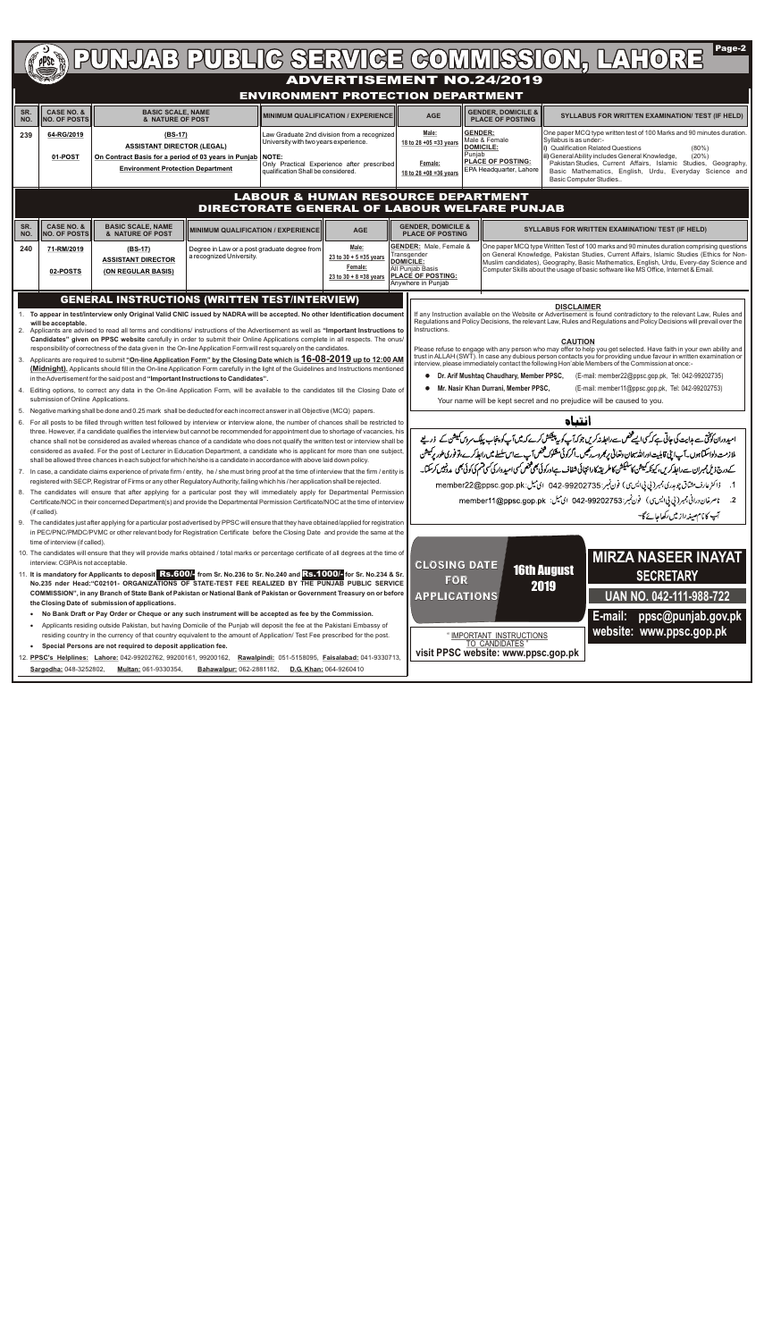# PUNJAB PUBLIC SERVICE COMMISSION, LAHORE

## ADVERTISEMENT NO.24/2019

### ENVIRONMENT PROTECTION DEPARTMENT

| SR. NO. | CASE NO. & NO. OF POSTS | BASIC SCALE, NAME & NATURE OF POST | MINIMUM QUALIFICATION / EXPERIENCE | AGE | GENDER, DOMICILE & PLACE OF POSTING | SYLLABUS FOR WRITTEN EXAMINATION/ TEST (IF HELD) |
|---|---|---|---|---|---|---|
| 239 | 64-RG/2019<br>01-POST | (BS-17)<br>ASSISTANT DIRECTOR (LEGAL)<br>On Contract Basis for a period of 03 years in Punjab<br>Environment Protection Department | Law Graduate 2nd division from a recognized University with two years experience.<br>NOTE:<br>Only Practical Experience after prescribed qualification Shall be considered. | Male:<br>18 to 28 +05 =33 years<br>Female:<br>18 to 28 +08 =36 years | GENDER:<br>Male & Female<br>DOMICILE:<br>Punjab<br>PLACE OF POSTING:<br>EPA Headquarter, Lahore | One paper MCQ type written test of 100 Marks and 90 minutes duration. Syllabus is as under:-<br>i) Qualification Related Questions (80%)<br>ii) General Ability includes General Knowledge, (20%) Pakistan Studies, Current Affairs, Islamic Studies, Geography, Basic Mathematics, English, Urdu, Everyday Science and Basic Computer Studies.. |

### LABOUR & HUMAN RESOURCE DEPARTMENT
### DIRECTORATE GENERAL OF LABOUR WELFARE PUNJAB

| SR. NO. | CASE NO. & NO. OF POSTS | BASIC SCALE, NAME & NATURE OF POST | MINIMUM QUALIFICATION / EXPERIENCE | AGE | GENDER, DOMICILE & PLACE OF POSTING | SYLLABUS FOR WRITTEN EXAMINATION/ TEST (IF HELD) |
|---|---|---|---|---|---|---|
| 240 | 71-RM/2019<br>02-POSTS | (BS-17)<br>ASSISTANT DIRECTOR<br>(ON REGULAR BASIS) | Degree in Law or a post graduate degree from a recognized University. | Male:<br>23 to 30 + 5 =35 years<br>Female:<br>23 to 30 + 8 =38 years | GENDER: Male, Female & Transgender<br>DOMICILE:<br>All Punjab Basis<br>PLACE OF POSTING:<br>Anywhere in Punjab | One paper MCQ type Written Test of 100 marks and 90 minutes duration comprising questions on General Knowledge, Pakistan Studies, Current Affairs, Islamic Studies (Ethics for Non-Muslim candidates), Geography, Basic Mathematics, English, Urdu, Every-day Science and Computer Skills about the usage of basic software like MS Office, Internet & Email. |

## GENERAL INSTRUCTIONS (WRITTEN TEST/INTERVIEW)

1. **To appear in test/interview only Original Valid CNIC issued by NADRA will be accepted. No other Identification document will be acceptable.**
2. Applicants are advised to read all terms and conditions/ instructions of the Advertisement as well as **"Important Instructions to Candidates" given on PPSC website** carefully in order to submit their Online Applications complete in all respects. The onus/ responsibility of correctness of the data given in the On-line Application Form will rest squarely on the candidates.
3. Applicants are required to submit **"On-line Application Form"** by the Closing Date which is **16-08-2019 up to 12:00 AM (Midnight).** Applicants should fill in the On-line Application Form carefully in the light of the Guidelines and Instructions mentioned in the Advertisement for the said post and **"Important Instructions to Candidates".**
4. Editing options, to correct any data in the On-line Application Form, will be available to the candidates till the Closing Date of submission of Online Applications.
5. Negative marking shall be done and 0.25 mark shall be deducted for each incorrect answer in all Objective (MCQ) papers.
6. For all posts to be filled through written test followed by interview or interview alone, the number of chances shall be restricted to three. However, if a candidate qualifies the interview but cannot be recommended for appointment due to shortage of vacancies, his chance shall not be considered as availed whereas chance of a candidate who does not qualify the written test or interview shall be considered as availed. For the post of Lecturer in Education Department, a candidate who is applicant for more than one subject, shall be allowed three chances in each subject for which he/she is a candidate in accordance with above laid down policy.
7. In case, a candidate claims experience of private firm / entity, he / she must bring proof at the time of interview that the firm / entity is registered with SECP, Registrar of Firms or any other Regulatory Authority, failing which his / her application shall be rejected.
8. The candidates will ensure that after applying for a particular post they will immediately apply for Departmental Permission Certificate/NOC in their concerned Department(s) and provide the Departmental Permission Certificate/NOC at the time of interview (if called).
9. The candidates just after applying for a particular post advertised by PPSC will ensure that they have obtained/applied for registration in PEC/PNC/PMDC/PVMC or other relevant body for Registration Certificate before the Closing Date and provide the same at the time of interview (if called).
10. The candidates will ensure that they will provide marks obtained / total marks or percentage certificate of all degrees at the time of interview. CGPA is not acceptable.
11. **It is mandatory for Applicants to deposit Rs.600/- from Sr. No.236 to Sr. No.240 and Rs.1000/- for Sr. No.234 & Sr. No.235 nder Head:"C02101- ORGANIZATIONS OF STATE-TEST FEE REALIZED BY THE PUNJAB PUBLIC SERVICE COMMISSION", in any Branch of State Bank of Pakistan or National Bank of Pakistan or Government Treasury on or before the Closing Date of submission of applications.**
    - **No Bank Draft or Pay Order or Cheque or any such instrument will be accepted as fee by the Commission.**
    - Applicants residing outside Pakistan, but having Domicile of the Punjab will deposit the fee at the Pakistani Embassy of residing country in the currency of that country equivalent to the amount of Application/ Test Fee prescribed for the post.
    - **Special Persons are not required to deposit application fee.**
12. **PPSC's Helplines: Lahore:** 042-99202762, 99200161, 99200162, **Rawalpindi:** 051-5158095, **Faisalabad:** 041-9330713, **Sargodha:** 048-3252802, **Multan:** 061-9330354, **Bahawalpur:** 062-2881182, **D.G. Khan:** 064-9260410

### DISCLAIMER

If any Instruction available on the Website or Advertisement is found contradictory to the relevant Law, Rules and Regulations and Policy Decisions, the relevant Law, Rules and Regulations and Policy Decisions will prevail over the Instructions.

### CAUTION

Please refuse to engage with any person who may offer to help you get selected. Have faith in your own ability and trust in ALLAH (SWT). In case any dubious person contacts you for providing undue favour in written examination or interview, please immediately contact the following Hon'able Members of the Commission at once:-

- **Dr. Arif Mushtaq Chaudhary, Member PPSC,** (E-mail: member22@ppsc.gop.pk, Tel: 042-99202735)
- **Mr. Nasir Khan Durrani, Member PPSC,** (E-mail: member11@ppsc.gop.pk, Tel: 042-99202753)

Your name will be kept secret and no prejudice will be caused to you.

### انتباہ

امیدواران کو سختی سے ہدایت کی جاتی ہے کہ کسی ایسے شخص سے رابطہ نہ کریں جو کہ آپ کو پیشکش کرے کہ میں آپ کو پنجاب پبلک سروس کمیشن کے ذریعے ملازمت دلوا سکتا ہوں۔ آپ اپنی قابلیت اور اللہ سبحان وتعالیٰ پر بھروسہ رکھیں۔ اگر کوئی مشکوک شخص آپ سے اس سلسلے میں رابطہ کرے تو فوری طور پر کمیشن کے درج ذیل ممبران سے رابطہ کریں۔ کیونکہ کمیشن کا سلیکشن کا طریقہ کار انتہائی شفاف ہے اور کوئی بھی شخص کسی امیدوار کی کسی قسم کی کوئی بھی مدد نہیں کر سکتا۔

1. ڈاکٹر عارف مشتاق چوہدری، ممبر (پی پی ایس سی) فون نمبر: 042-99202735 ای میل: member22@ppsc.gop.pk
2. ناصر خان درانی ممبر (پی پی ایس سی) فون نمبر: 042-99202753 ای میل: member11@ppsc.gop.pk

آپ کا نام صیغہ راز میں رکھا جائے گا۔

**CLOSING DATE FOR APPLICATIONS: 16th August 2019**

"IMPORTANT INSTRUCTIONS TO CANDIDATES"
visit PPSC website: www.ppsc.gop.pk

**MIRZA NASEER INAYAT**
**SECRETARY**

**UAN NO. 042-111-988-722**

**E-mail: ppsc@punjab.gov.pk**
**website: www.ppsc.gop.pk**